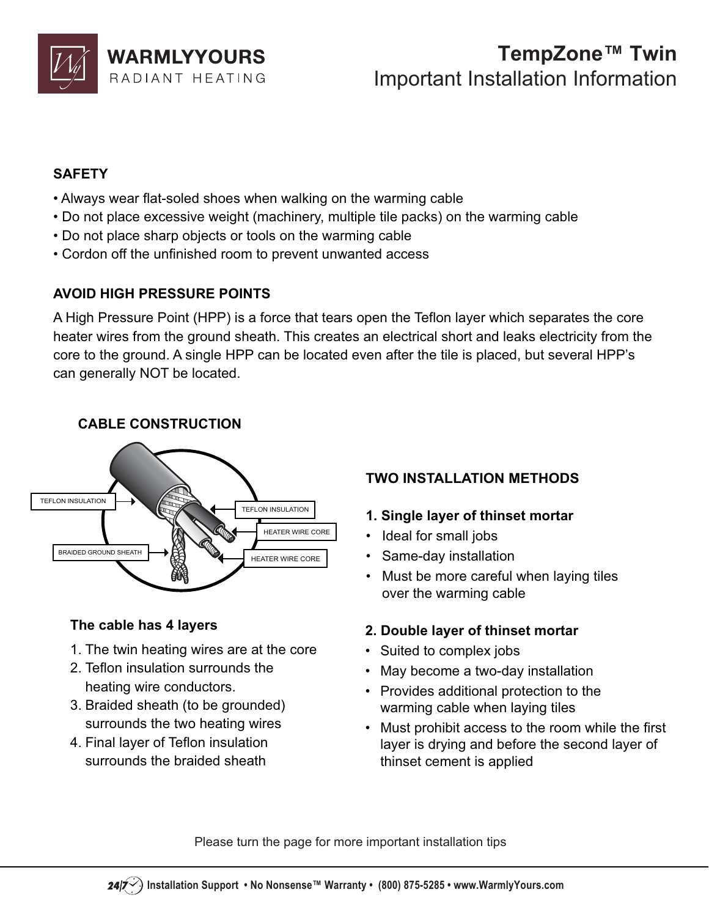# TempZone™ Twin

## Important Installation Information

### SAFETY

- Always wear flat-soled shoes when walking on the warming cable
- Do not place excessive weight (machinery, multiple tile packs) on the warming cable
- Do not place sharp objects or tools on the warming cable
- Cordon off the unfinished room to prevent unwanted access

### AVOID HIGH PRESSURE POINTS

A High Pressure Point (HPP) is a force that tears open the Teflon layer which separates the core heater wires from the ground sheath. This creates an electrical short and leaks electricity from the core to the ground. A single HPP can be located even after the tile is placed, but several HPP's can generally NOT be located.

### CABLE CONSTRUCTION

TEFLON INSULATION

BRAIDED GROUND SHEATH

TEFLON INSULATION

HEATER WIRE CORE

HEATER WIRE CORE

**The cable has 4 layers**

1. The twin heating wires are at the core
2. Teflon insulation surrounds the heating wire conductors.
3. Braided sheath (to be grounded) surrounds the two heating wires
4. Final layer of Teflon insulation surrounds the braided sheath

### TWO INSTALLATION METHODS

**1. Single layer of thinset mortar**

- Ideal for small jobs
- Same-day installation
- Must be more careful when laying tiles over the warming cable

**2. Double layer of thinset mortar**

- Suited to complex jobs
- May become a two-day installation
- Provides additional protection to the warming cable when laying tiles
- Must prohibit access to the room while the first layer is drying and before the second layer of thinset cement is applied

Please turn the page for more important installation tips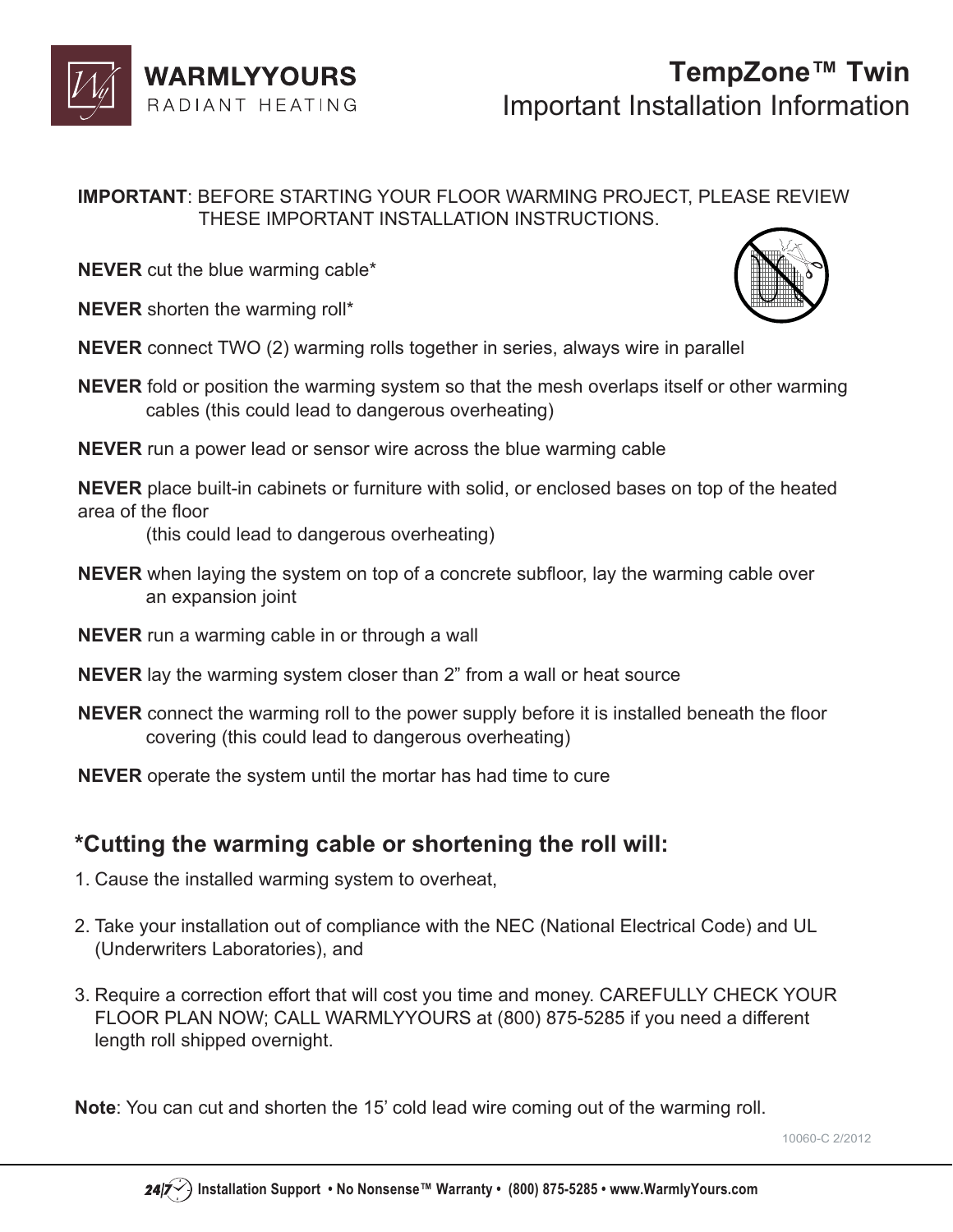# TempZone™ Twin
## Important Installation Information

**IMPORTANT**: BEFORE STARTING YOUR FLOOR WARMING PROJECT, PLEASE REVIEW THESE IMPORTANT INSTALLATION INSTRUCTIONS.

**NEVER** cut the blue warming cable*

**NEVER** shorten the warming roll*

**NEVER** connect TWO (2) warming rolls together in series, always wire in parallel

**NEVER** fold or position the warming system so that the mesh overlaps itself or other warming cables (this could lead to dangerous overheating)

**NEVER** run a power lead or sensor wire across the blue warming cable

**NEVER** place built-in cabinets or furniture with solid, or enclosed bases on top of the heated area of the floor
(this could lead to dangerous overheating)

**NEVER** when laying the system on top of a concrete subfloor, lay the warming cable over an expansion joint

**NEVER** run a warming cable in or through a wall

**NEVER** lay the warming system closer than 2” from a wall or heat source

**NEVER** connect the warming roll to the power supply before it is installed beneath the floor covering (this could lead to dangerous overheating)

**NEVER** operate the system until the mortar has had time to cure

## *Cutting the warming cable or shortening the roll will:

1. Cause the installed warming system to overheat,
2. Take your installation out of compliance with the NEC (National Electrical Code) and UL (Underwriters Laboratories), and
3. Require a correction effort that will cost you time and money. CAREFULLY CHECK YOUR FLOOR PLAN NOW; CALL WARMLYYOURS at (800) 875-5285 if you need a different length roll shipped overnight.

**Note**: You can cut and shorten the 15’ cold lead wire coming out of the warming roll.

10060-C 2/2012